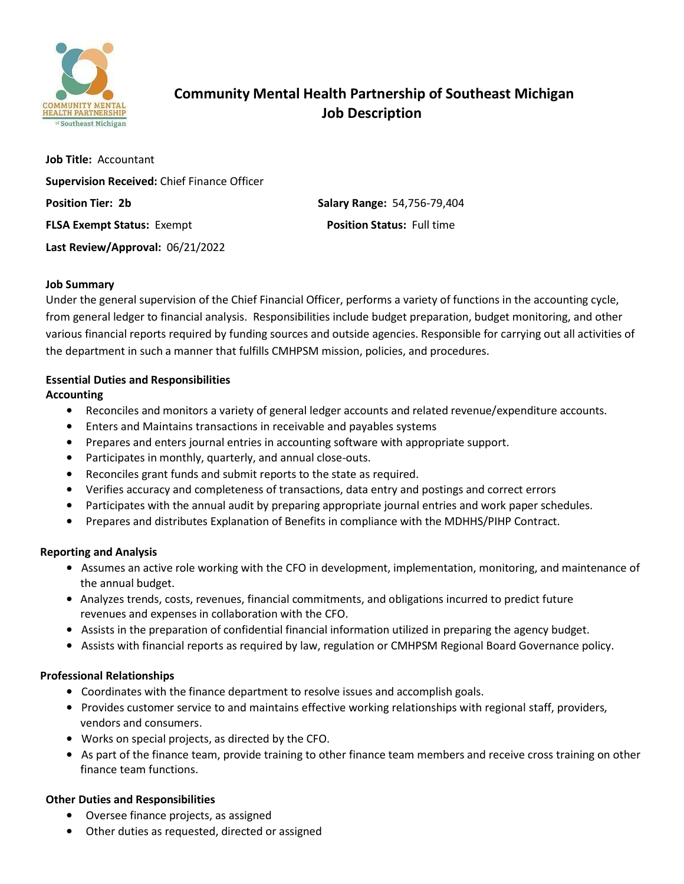# Community Mental Health Partnership of Southeast Michigan
# Job Description

**Job Title:** Accountant

**Supervision Received:** Chief Finance Officer

**Position Tier: 2b**

**Salary Range:** 54,756-79,404

**FLSA Exempt Status:** Exempt

**Position Status:** Full time

**Last Review/Approval:** 06/21/2022

**Job Summary**

Under the general supervision of the Chief Financial Officer, performs a variety of functions in the accounting cycle, from general ledger to financial analysis. Responsibilities include budget preparation, budget monitoring, and other various financial reports required by funding sources and outside agencies. Responsible for carrying out all activities of the department in such a manner that fulfills CMHPSM mission, policies, and procedures.

**Essential Duties and Responsibilities**

**Accounting**

- Reconciles and monitors a variety of general ledger accounts and related revenue/expenditure accounts.
- Enters and Maintains transactions in receivable and payables systems
- Prepares and enters journal entries in accounting software with appropriate support.
- Participates in monthly, quarterly, and annual close-outs.
- Reconciles grant funds and submit reports to the state as required.
- Verifies accuracy and completeness of transactions, data entry and postings and correct errors
- Participates with the annual audit by preparing appropriate journal entries and work paper schedules.
- Prepares and distributes Explanation of Benefits in compliance with the MDHHS/PIHP Contract.

**Reporting and Analysis**

- Assumes an active role working with the CFO in development, implementation, monitoring, and maintenance of the annual budget.
- Analyzes trends, costs, revenues, financial commitments, and obligations incurred to predict future revenues and expenses in collaboration with the CFO.
- Assists in the preparation of confidential financial information utilized in preparing the agency budget.
- Assists with financial reports as required by law, regulation or CMHPSM Regional Board Governance policy.

**Professional Relationships**

- Coordinates with the finance department to resolve issues and accomplish goals.
- Provides customer service to and maintains effective working relationships with regional staff, providers, vendors and consumers.
- Works on special projects, as directed by the CFO.
- As part of the finance team, provide training to other finance team members and receive cross training on other finance team functions.

**Other Duties and Responsibilities**

- Oversee finance projects, as assigned
- Other duties as requested, directed or assigned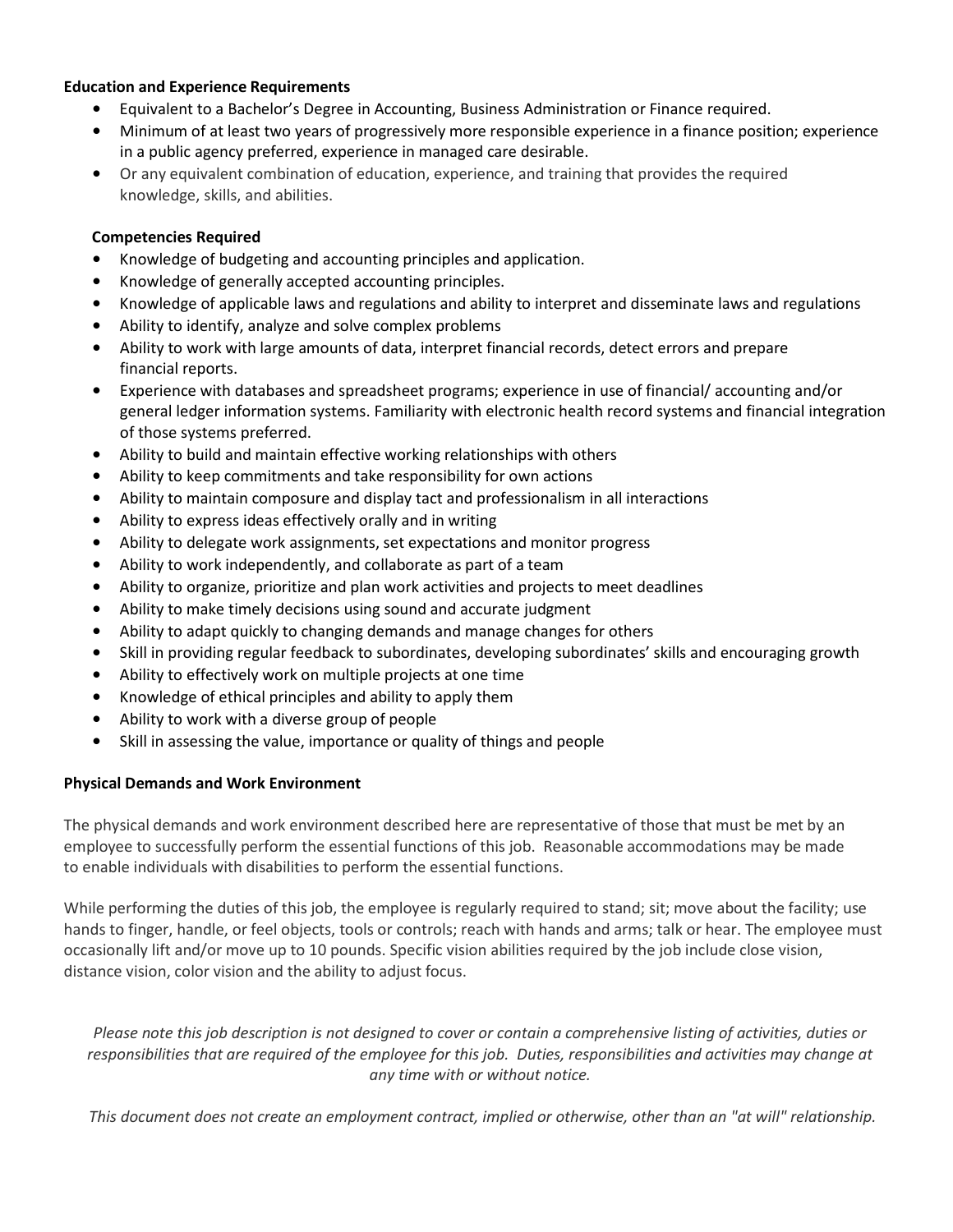**Education and Experience Requirements**

- Equivalent to a Bachelor's Degree in Accounting, Business Administration or Finance required.
- Minimum of at least two years of progressively more responsible experience in a finance position; experience in a public agency preferred, experience in managed care desirable.
- Or any equivalent combination of education, experience, and training that provides the required knowledge, skills, and abilities.

**Competencies Required**

- Knowledge of budgeting and accounting principles and application.
- Knowledge of generally accepted accounting principles.
- Knowledge of applicable laws and regulations and ability to interpret and disseminate laws and regulations
- Ability to identify, analyze and solve complex problems
- Ability to work with large amounts of data, interpret financial records, detect errors and prepare financial reports.
- Experience with databases and spreadsheet programs; experience in use of financial/ accounting and/or general ledger information systems. Familiarity with electronic health record systems and financial integration of those systems preferred.
- Ability to build and maintain effective working relationships with others
- Ability to keep commitments and take responsibility for own actions
- Ability to maintain composure and display tact and professionalism in all interactions
- Ability to express ideas effectively orally and in writing
- Ability to delegate work assignments, set expectations and monitor progress
- Ability to work independently, and collaborate as part of a team
- Ability to organize, prioritize and plan work activities and projects to meet deadlines
- Ability to make timely decisions using sound and accurate judgment
- Ability to adapt quickly to changing demands and manage changes for others
- Skill in providing regular feedback to subordinates, developing subordinates' skills and encouraging growth
- Ability to effectively work on multiple projects at one time
- Knowledge of ethical principles and ability to apply them
- Ability to work with a diverse group of people
- Skill in assessing the value, importance or quality of things and people

**Physical Demands and Work Environment**

The physical demands and work environment described here are representative of those that must be met by an employee to successfully perform the essential functions of this job. Reasonable accommodations may be made to enable individuals with disabilities to perform the essential functions.

While performing the duties of this job, the employee is regularly required to stand; sit; move about the facility; use hands to finger, handle, or feel objects, tools or controls; reach with hands and arms; talk or hear. The employee must occasionally lift and/or move up to 10 pounds. Specific vision abilities required by the job include close vision, distance vision, color vision and the ability to adjust focus.

*Please note this job description is not designed to cover or contain a comprehensive listing of activities, duties or responsibilities that are required of the employee for this job. Duties, responsibilities and activities may change at any time with or without notice.*

*This document does not create an employment contract, implied or otherwise, other than an "at will" relationship.*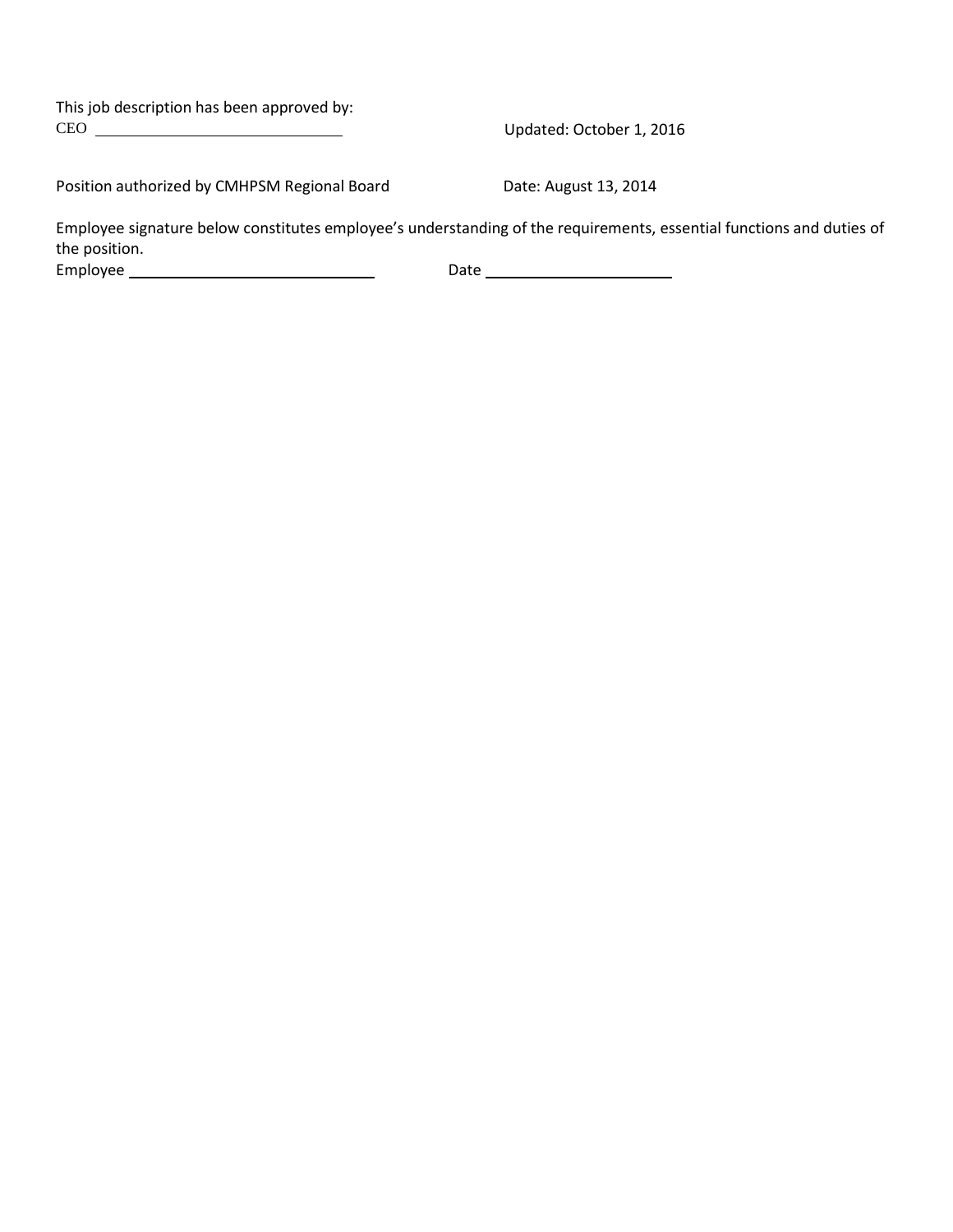This job description has been approved by:

CEO ______________________________ Updated: October 1, 2016

Position authorized by CMHPSM Regional Board Date: August 13, 2014

Employee signature below constitutes employee's understanding of the requirements, essential functions and duties of the position.

Employee ______________________________ Date ______________________